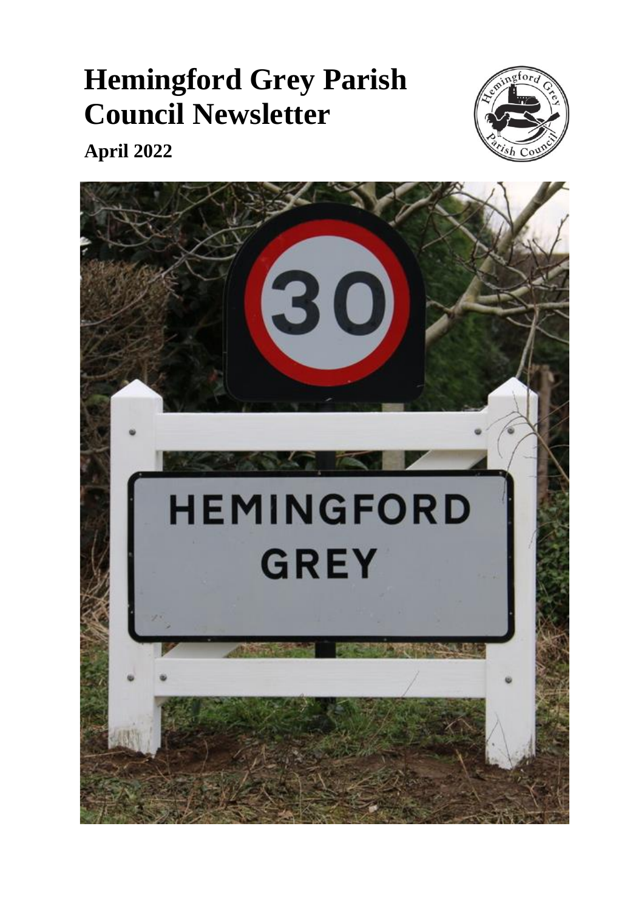# Hemingford Grey Parish Council Newsletter

**April 2022**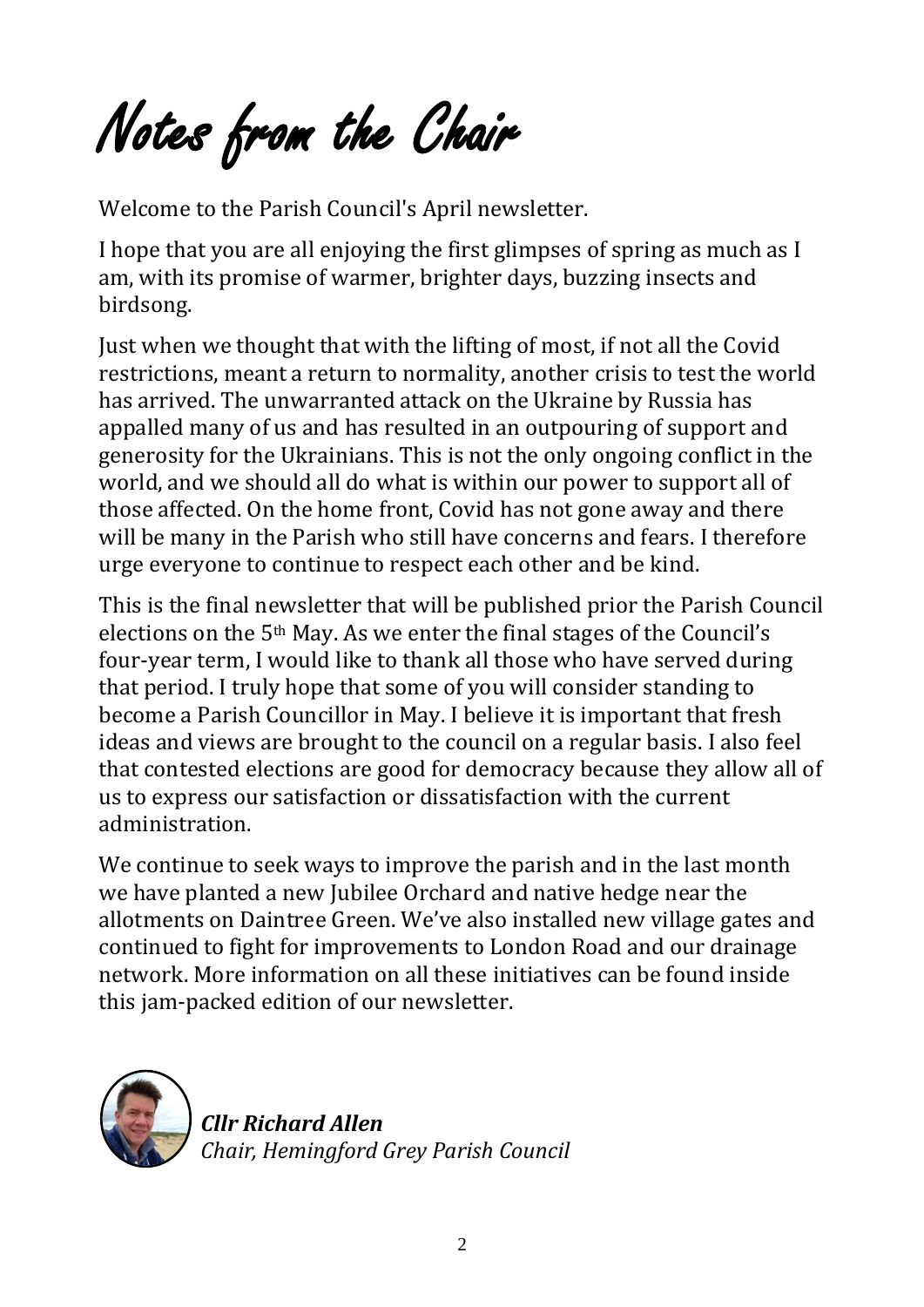// Notes from the Chair

# Notes from the Chair

Welcome to the Parish Council's April newsletter.

I hope that you are all enjoying the first glimpses of spring as much as I am, with its promise of warmer, brighter days, buzzing insects and birdsong.

Just when we thought that with the lifting of most, if not all the Covid restrictions, meant a return to normality, another crisis to test the world has arrived. The unwarranted attack on the Ukraine by Russia has appalled many of us and has resulted in an outpouring of support and generosity for the Ukrainians. This is not the only ongoing conflict in the world, and we should all do what is within our power to support all of those affected. On the home front, Covid has not gone away and there will be many in the Parish who still have concerns and fears. I therefore urge everyone to continue to respect each other and be kind.

This is the final newsletter that will be published prior the Parish Council elections on the 5th May. As we enter the final stages of the Council's four-year term, I would like to thank all those who have served during that period. I truly hope that some of you will consider standing to become a Parish Councillor in May. I believe it is important that fresh ideas and views are brought to the council on a regular basis. I also feel that contested elections are good for democracy because they allow all of us to express our satisfaction or dissatisfaction with the current administration.

We continue to seek ways to improve the parish and in the last month we have planted a new Jubilee Orchard and native hedge near the allotments on Daintree Green. We've also installed new village gates and continued to fight for improvements to London Road and our drainage network. More information on all these initiatives can be found inside this jam-packed edition of our newsletter.

***Cllr Richard Allen***
*Chair, Hemingford Grey Parish Council*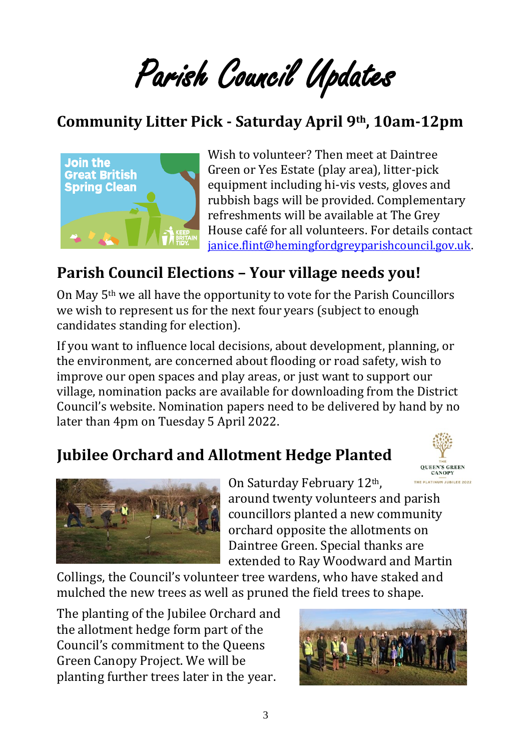# Parish Council Updates

## Community Litter Pick - Saturday April 9th, 10am-12pm

Wish to volunteer? Then meet at Daintree Green or Yes Estate (play area), litter-pick equipment including hi-vis vests, gloves and rubbish bags will be provided. Complementary refreshments will be available at The Grey House café for all volunteers. For details contact janice.flint@hemingfordgreyparishcouncil.gov.uk.

## Parish Council Elections – Your village needs you!

On May 5th we all have the opportunity to vote for the Parish Councillors we wish to represent us for the next four years (subject to enough candidates standing for election).

If you want to influence local decisions, about development, planning, or the environment, are concerned about flooding or road safety, wish to improve our open spaces and play areas, or just want to support our village, nomination packs are available for downloading from the District Council's website. Nomination papers need to be delivered by hand by no later than 4pm on Tuesday 5 April 2022.

## Jubilee Orchard and Allotment Hedge Planted

On Saturday February 12th, around twenty volunteers and parish councillors planted a new community orchard opposite the allotments on Daintree Green. Special thanks are extended to Ray Woodward and Martin Collings, the Council's volunteer tree wardens, who have staked and mulched the new trees as well as pruned the field trees to shape.

The planting of the Jubilee Orchard and the allotment hedge form part of the Council's commitment to the Queens Green Canopy Project. We will be planting further trees later in the year.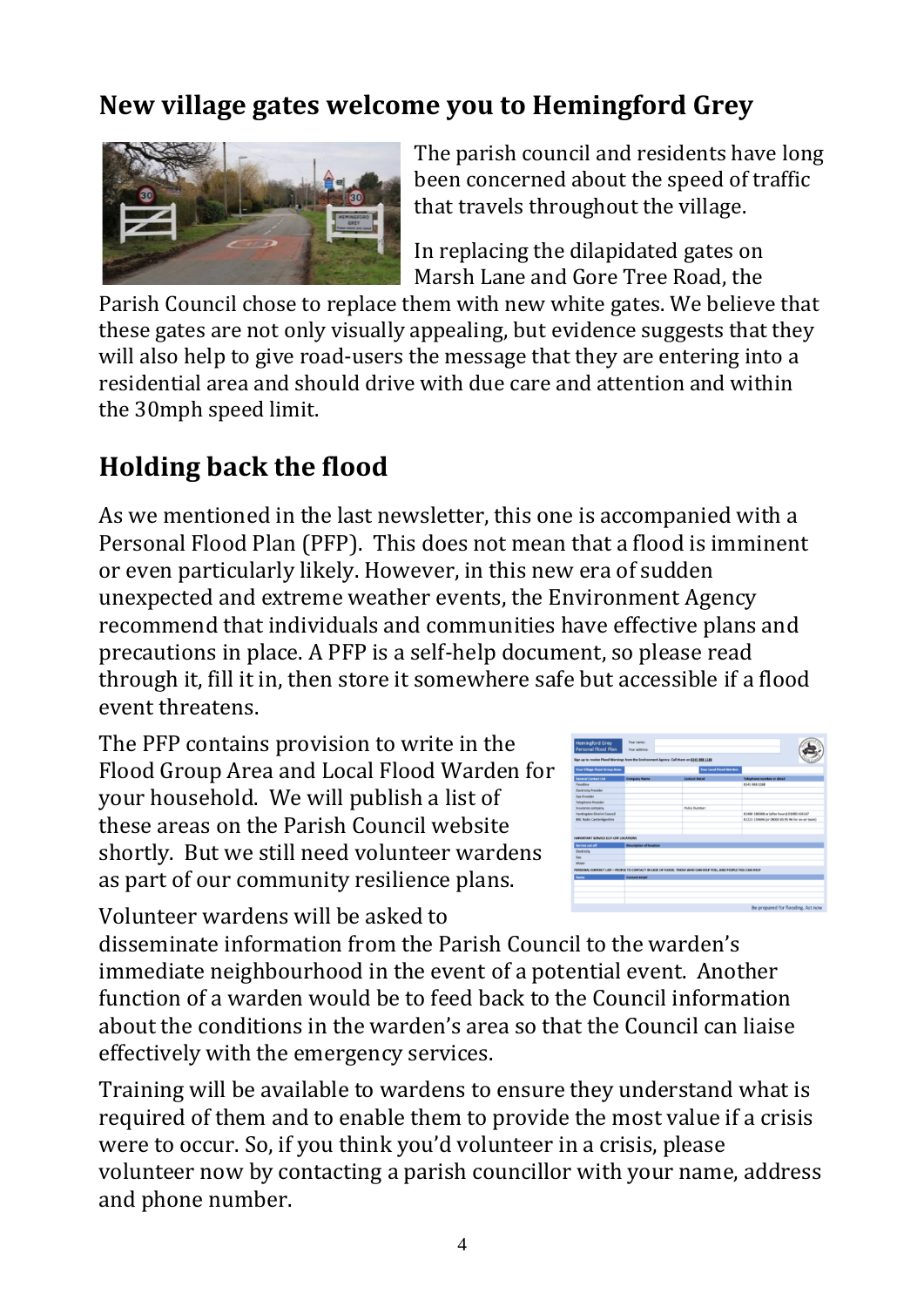## New village gates welcome you to Hemingford Grey

The parish council and residents have long been concerned about the speed of traffic that travels throughout the village.

In replacing the dilapidated gates on Marsh Lane and Gore Tree Road, the Parish Council chose to replace them with new white gates. We believe that these gates are not only visually appealing, but evidence suggests that they will also help to give road-users the message that they are entering into a residential area and should drive with due care and attention and within the 30mph speed limit.

## Holding back the flood

As we mentioned in the last newsletter, this one is accompanied with a Personal Flood Plan (PFP). This does not mean that a flood is imminent or even particularly likely. However, in this new era of sudden unexpected and extreme weather events, the Environment Agency recommend that individuals and communities have effective plans and precautions in place. A PFP is a self-help document, so please read through it, fill it in, then store it somewhere safe but accessible if a flood event threatens.

The PFP contains provision to write in the Flood Group Area and Local Flood Warden for your household. We will publish a list of these areas on the Parish Council website shortly. But we still need volunteer wardens as part of our community resilience plans.

Volunteer wardens will be asked to disseminate information from the Parish Council to the warden's immediate neighbourhood in the event of a potential event. Another function of a warden would be to feed back to the Council information about the conditions in the warden's area so that the Council can liaise effectively with the emergency services.

Training will be available to wardens to ensure they understand what is required of them and to enable them to provide the most value if a crisis were to occur. So, if you think you'd volunteer in a crisis, please volunteer now by contacting a parish councillor with your name, address and phone number.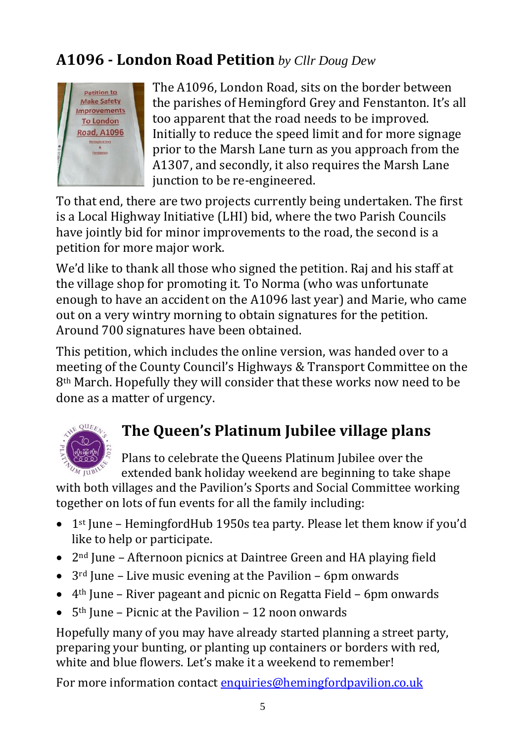## A1096 - London Road Petition *by Cllr Doug Dew*

The A1096, London Road, sits on the border between the parishes of Hemingford Grey and Fenstanton. It's all too apparent that the road needs to be improved. Initially to reduce the speed limit and for more signage prior to the Marsh Lane turn as you approach from the A1307, and secondly, it also requires the Marsh Lane junction to be re-engineered.

To that end, there are two projects currently being undertaken. The first is a Local Highway Initiative (LHI) bid, where the two Parish Councils have jointly bid for minor improvements to the road, the second is a petition for more major work.

We'd like to thank all those who signed the petition. Raj and his staff at the village shop for promoting it. To Norma (who was unfortunate enough to have an accident on the A1096 last year) and Marie, who came out on a very wintry morning to obtain signatures for the petition. Around 700 signatures have been obtained.

This petition, which includes the online version, was handed over to a meeting of the County Council's Highways & Transport Committee on the 8th March. Hopefully they will consider that these works now need to be done as a matter of urgency.

## The Queen's Platinum Jubilee village plans

Plans to celebrate the Queens Platinum Jubilee over the extended bank holiday weekend are beginning to take shape with both villages and the Pavilion's Sports and Social Committee working together on lots of fun events for all the family including:

- 1st June – HemingfordHub 1950s tea party. Please let them know if you'd like to help or participate.
- 2nd June – Afternoon picnics at Daintree Green and HA playing field
- 3rd June – Live music evening at the Pavilion – 6pm onwards
- 4th June – River pageant and picnic on Regatta Field – 6pm onwards
- 5th June – Picnic at the Pavilion – 12 noon onwards

Hopefully many of you may have already started planning a street party, preparing your bunting, or planting up containers or borders with red, white and blue flowers. Let's make it a weekend to remember!

For more information contact enquiries@hemingfordpavilion.co.uk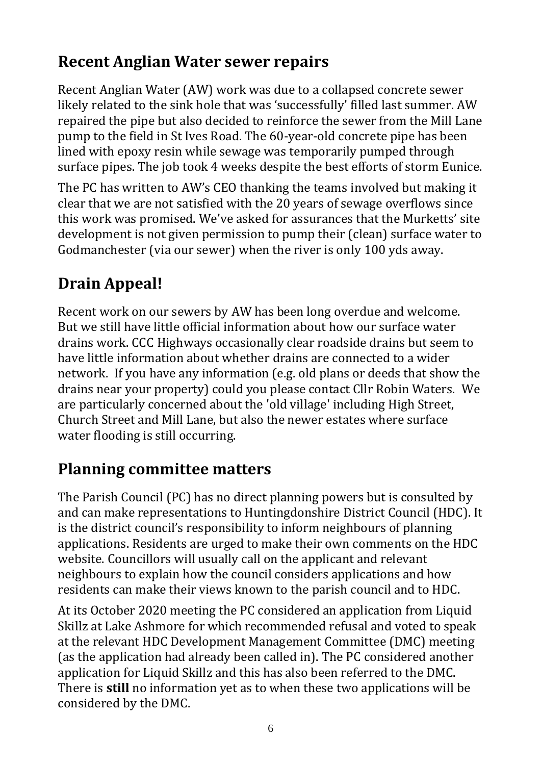## Recent Anglian Water sewer repairs

Recent Anglian Water (AW) work was due to a collapsed concrete sewer likely related to the sink hole that was 'successfully' filled last summer. AW repaired the pipe but also decided to reinforce the sewer from the Mill Lane pump to the field in St Ives Road. The 60-year-old concrete pipe has been lined with epoxy resin while sewage was temporarily pumped through surface pipes. The job took 4 weeks despite the best efforts of storm Eunice.

The PC has written to AW's CEO thanking the teams involved but making it clear that we are not satisfied with the 20 years of sewage overflows since this work was promised. We've asked for assurances that the Murketts' site development is not given permission to pump their (clean) surface water to Godmanchester (via our sewer) when the river is only 100 yds away.

## Drain Appeal!

Recent work on our sewers by AW has been long overdue and welcome. But we still have little official information about how our surface water drains work. CCC Highways occasionally clear roadside drains but seem to have little information about whether drains are connected to a wider network. If you have any information (e.g. old plans or deeds that show the drains near your property) could you please contact Cllr Robin Waters. We are particularly concerned about the 'old village' including High Street, Church Street and Mill Lane, but also the newer estates where surface water flooding is still occurring.

## Planning committee matters

The Parish Council (PC) has no direct planning powers but is consulted by and can make representations to Huntingdonshire District Council (HDC). It is the district council's responsibility to inform neighbours of planning applications. Residents are urged to make their own comments on the HDC website. Councillors will usually call on the applicant and relevant neighbours to explain how the council considers applications and how residents can make their views known to the parish council and to HDC.

At its October 2020 meeting the PC considered an application from Liquid Skillz at Lake Ashmore for which recommended refusal and voted to speak at the relevant HDC Development Management Committee (DMC) meeting (as the application had already been called in). The PC considered another application for Liquid Skillz and this has also been referred to the DMC. There is **still** no information yet as to when these two applications will be considered by the DMC.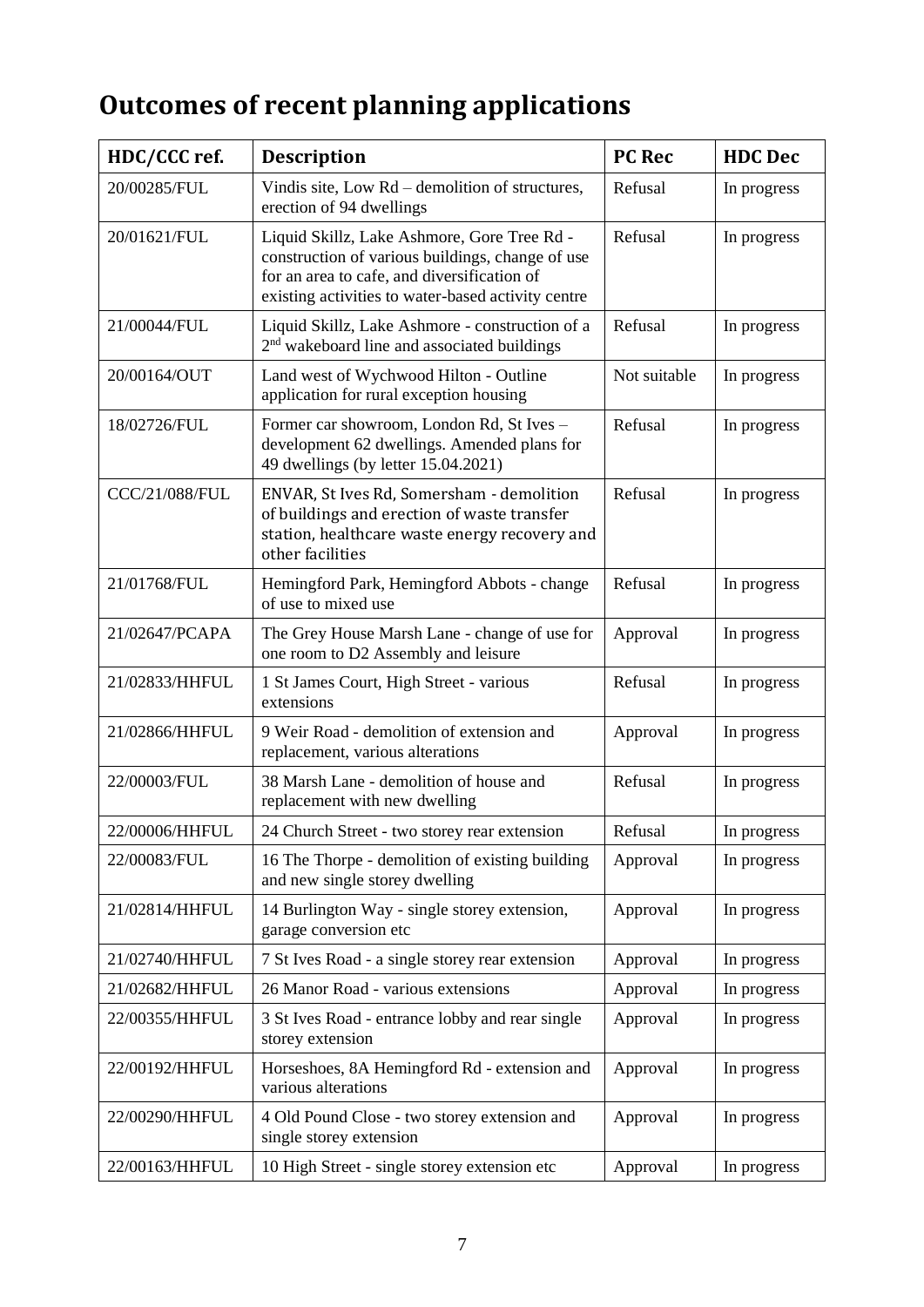# Outcomes of recent planning applications

| HDC/CCC ref. | Description | PC Rec | HDC Dec |
|---|---|---|---|
| 20/00285/FUL | Vindis site, Low Rd – demolition of structures, erection of 94 dwellings | Refusal | In progress |
| 20/01621/FUL | Liquid Skillz, Lake Ashmore, Gore Tree Rd - construction of various buildings, change of use for an area to cafe, and diversification of existing activities to water-based activity centre | Refusal | In progress |
| 21/00044/FUL | Liquid Skillz, Lake Ashmore - construction of a 2nd wakeboard line and associated buildings | Refusal | In progress |
| 20/00164/OUT | Land west of Wychwood Hilton - Outline application for rural exception housing | Not suitable | In progress |
| 18/02726/FUL | Former car showroom, London Rd, St Ives – development 62 dwellings. Amended plans for 49 dwellings (by letter 15.04.2021) | Refusal | In progress |
| CCC/21/088/FUL | ENVAR, St Ives Rd, Somersham - demolition of buildings and erection of waste transfer station, healthcare waste energy recovery and other facilities | Refusal | In progress |
| 21/01768/FUL | Hemingford Park, Hemingford Abbots - change of use to mixed use | Refusal | In progress |
| 21/02647/PCAPA | The Grey House Marsh Lane - change of use for one room to D2 Assembly and leisure | Approval | In progress |
| 21/02833/HHFUL | 1 St James Court, High Street - various extensions | Refusal | In progress |
| 21/02866/HHFUL | 9 Weir Road - demolition of extension and replacement, various alterations | Approval | In progress |
| 22/00003/FUL | 38 Marsh Lane - demolition of house and replacement with new dwelling | Refusal | In progress |
| 22/00006/HHFUL | 24 Church Street - two storey rear extension | Refusal | In progress |
| 22/00083/FUL | 16 The Thorpe - demolition of existing building and new single storey dwelling | Approval | In progress |
| 21/02814/HHFUL | 14 Burlington Way - single storey extension, garage conversion etc | Approval | In progress |
| 21/02740/HHFUL | 7 St Ives Road - a single storey rear extension | Approval | In progress |
| 21/02682/HHFUL | 26 Manor Road - various extensions | Approval | In progress |
| 22/00355/HHFUL | 3 St Ives Road - entrance lobby and rear single storey extension | Approval | In progress |
| 22/00192/HHFUL | Horseshoes, 8A Hemingford Rd - extension and various alterations | Approval | In progress |
| 22/00290/HHFUL | 4 Old Pound Close - two storey extension and single storey extension | Approval | In progress |
| 22/00163/HHFUL | 10 High Street - single storey extension etc | Approval | In progress |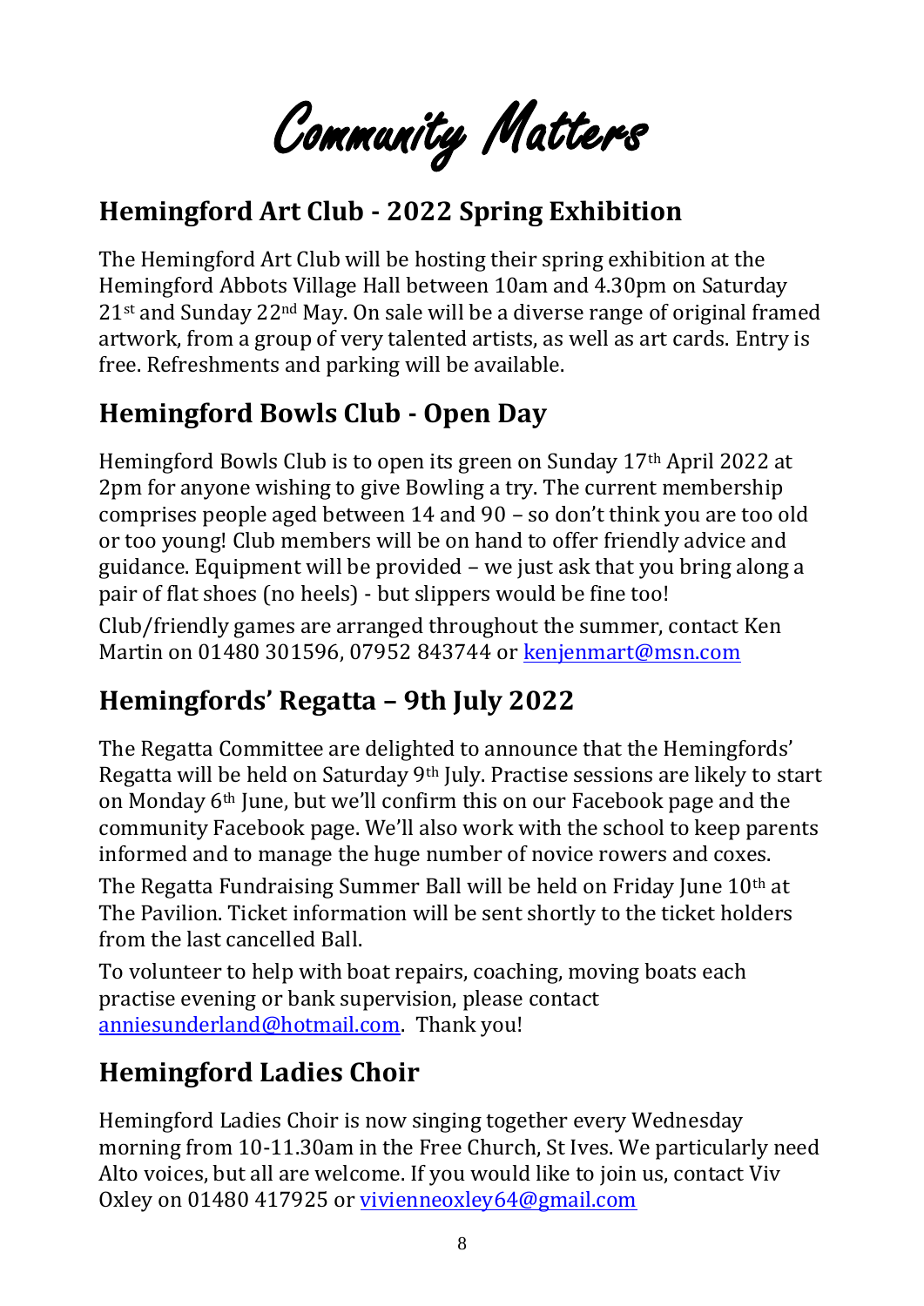# Community Matters

## Hemingford Art Club - 2022 Spring Exhibition

The Hemingford Art Club will be hosting their spring exhibition at the Hemingford Abbots Village Hall between 10am and 4.30pm on Saturday 21st and Sunday 22nd May. On sale will be a diverse range of original framed artwork, from a group of very talented artists, as well as art cards. Entry is free. Refreshments and parking will be available.

## Hemingford Bowls Club - Open Day

Hemingford Bowls Club is to open its green on Sunday 17th April 2022 at 2pm for anyone wishing to give Bowling a try. The current membership comprises people aged between 14 and 90 – so don't think you are too old or too young! Club members will be on hand to offer friendly advice and guidance. Equipment will be provided – we just ask that you bring along a pair of flat shoes (no heels) - but slippers would be fine too!

Club/friendly games are arranged throughout the summer, contact Ken Martin on 01480 301596, 07952 843744 or kenjenmart@msn.com

## Hemingfords' Regatta – 9th July 2022

The Regatta Committee are delighted to announce that the Hemingfords' Regatta will be held on Saturday 9th July. Practise sessions are likely to start on Monday 6th June, but we'll confirm this on our Facebook page and the community Facebook page. We'll also work with the school to keep parents informed and to manage the huge number of novice rowers and coxes.

The Regatta Fundraising Summer Ball will be held on Friday June 10th at The Pavilion. Ticket information will be sent shortly to the ticket holders from the last cancelled Ball.

To volunteer to help with boat repairs, coaching, moving boats each practise evening or bank supervision, please contact anniesunderland@hotmail.com. Thank you!

## Hemingford Ladies Choir

Hemingford Ladies Choir is now singing together every Wednesday morning from 10-11.30am in the Free Church, St Ives. We particularly need Alto voices, but all are welcome. If you would like to join us, contact Viv Oxley on 01480 417925 or vivienneoxley64@gmail.com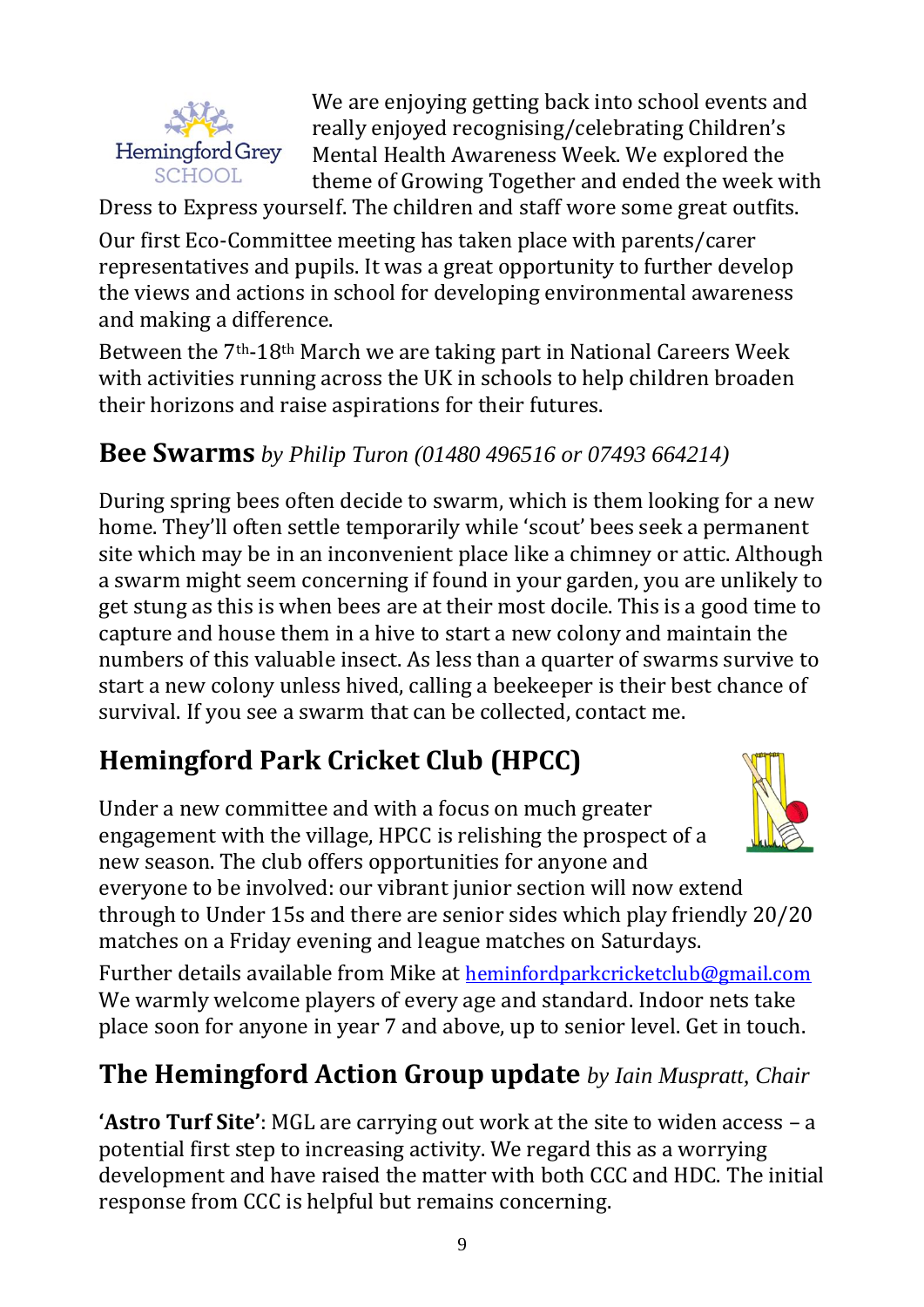We are enjoying getting back into school events and really enjoyed recognising/celebrating Children's Mental Health Awareness Week. We explored the theme of Growing Together and ended the week with Dress to Express yourself. The children and staff wore some great outfits.

Our first Eco-Committee meeting has taken place with parents/carer representatives and pupils. It was a great opportunity to further develop the views and actions in school for developing environmental awareness and making a difference.

Between the 7th-18th March we are taking part in National Careers Week with activities running across the UK in schools to help children broaden their horizons and raise aspirations for their futures.

## Bee Swarms *by Philip Turon (01480 496516 or 07493 664214)*

During spring bees often decide to swarm, which is them looking for a new home. They'll often settle temporarily while 'scout' bees seek a permanent site which may be in an inconvenient place like a chimney or attic. Although a swarm might seem concerning if found in your garden, you are unlikely to get stung as this is when bees are at their most docile. This is a good time to capture and house them in a hive to start a new colony and maintain the numbers of this valuable insect. As less than a quarter of swarms survive to start a new colony unless hived, calling a beekeeper is their best chance of survival. If you see a swarm that can be collected, contact me.

## Hemingford Park Cricket Club (HPCC)

Under a new committee and with a focus on much greater engagement with the village, HPCC is relishing the prospect of a new season. The club offers opportunities for anyone and everyone to be involved: our vibrant junior section will now extend through to Under 15s and there are senior sides which play friendly 20/20 matches on a Friday evening and league matches on Saturdays.

Further details available from Mike at heminfordparkcricketclub@gmail.com We warmly welcome players of every age and standard. Indoor nets take place soon for anyone in year 7 and above, up to senior level. Get in touch.

## The Hemingford Action Group update *by Iain Muspratt, Chair*

**'Astro Turf Site'**: MGL are carrying out work at the site to widen access – a potential first step to increasing activity. We regard this as a worrying development and have raised the matter with both CCC and HDC. The initial response from CCC is helpful but remains concerning.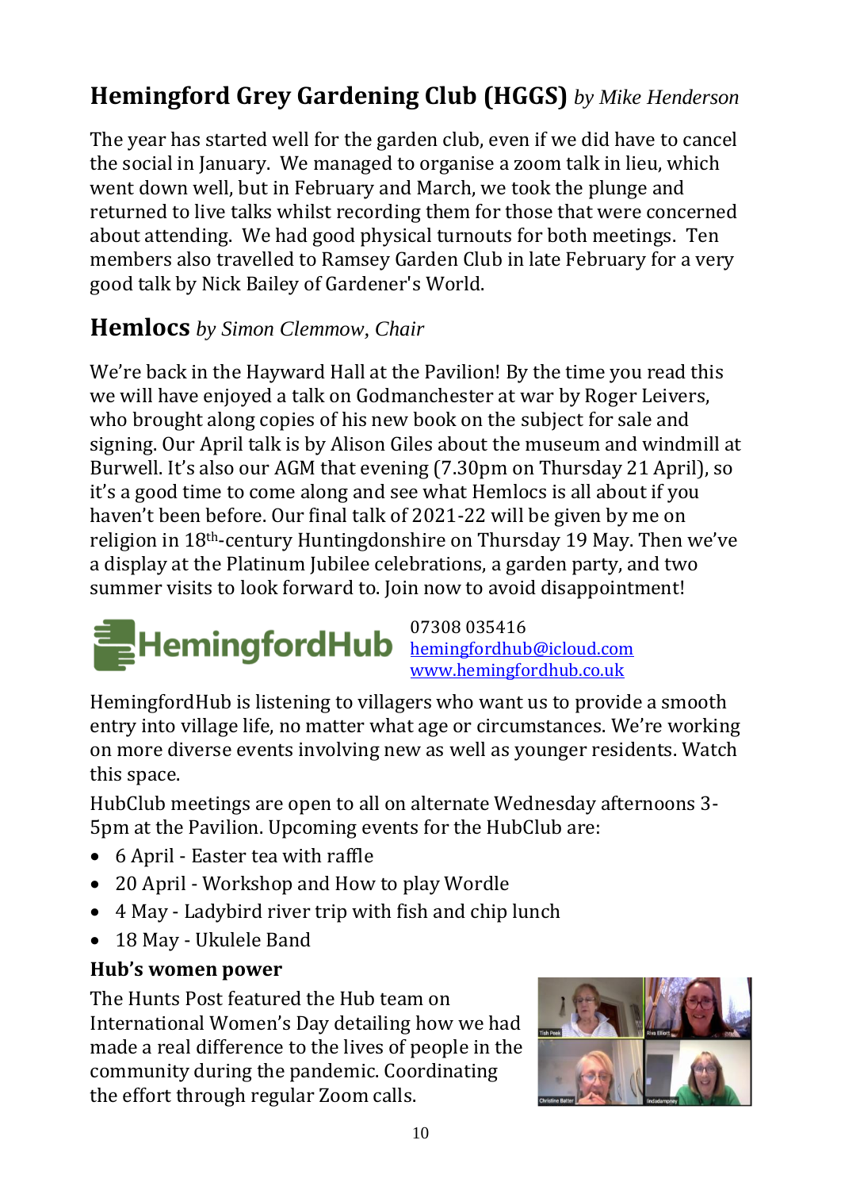## Hemingford Grey Gardening Club (HGGS) *by Mike Henderson*

The year has started well for the garden club, even if we did have to cancel the social in January. We managed to organise a zoom talk in lieu, which went down well, but in February and March, we took the plunge and returned to live talks whilst recording them for those that were concerned about attending. We had good physical turnouts for both meetings. Ten members also travelled to Ramsey Garden Club in late February for a very good talk by Nick Bailey of Gardener's World.

## Hemlocs *by Simon Clemmow, Chair*

We're back in the Hayward Hall at the Pavilion! By the time you read this we will have enjoyed a talk on Godmanchester at war by Roger Leivers, who brought along copies of his new book on the subject for sale and signing. Our April talk is by Alison Giles about the museum and windmill at Burwell. It's also our AGM that evening (7.30pm on Thursday 21 April), so it's a good time to come along and see what Hemlocs is all about if you haven't been before. Our final talk of 2021-22 will be given by me on religion in 18th-century Huntingdonshire on Thursday 19 May. Then we've a display at the Platinum Jubilee celebrations, a garden party, and two summer visits to look forward to. Join now to avoid disappointment!

## HemingfordHub

07308 035416
hemingfordhub@icloud.com
www.hemingfordhub.co.uk

HemingfordHub is listening to villagers who want us to provide a smooth entry into village life, no matter what age or circumstances. We're working on more diverse events involving new as well as younger residents. Watch this space.

HubClub meetings are open to all on alternate Wednesday afternoons 3-5pm at the Pavilion. Upcoming events for the HubClub are:

- 6 April - Easter tea with raffle
- 20 April - Workshop and How to play Wordle
- 4 May - Ladybird river trip with fish and chip lunch
- 18 May - Ukulele Band

**Hub's women power**

The Hunts Post featured the Hub team on International Women's Day detailing how we had made a real difference to the lives of people in the community during the pandemic. Coordinating the effort through regular Zoom calls.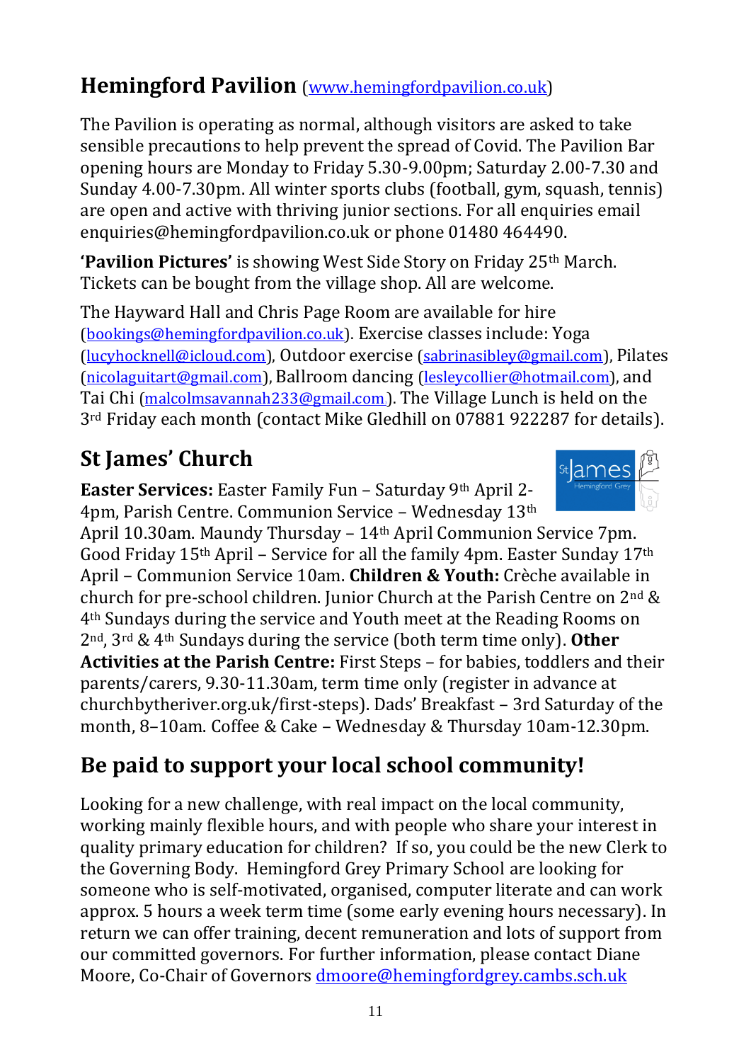## Hemingford Pavilion (www.hemingfordpavilion.co.uk)

The Pavilion is operating as normal, although visitors are asked to take sensible precautions to help prevent the spread of Covid. The Pavilion Bar opening hours are Monday to Friday 5.30-9.00pm; Saturday 2.00-7.30 and Sunday 4.00-7.30pm. All winter sports clubs (football, gym, squash, tennis) are open and active with thriving junior sections. For all enquiries email enquiries@hemingfordpavilion.co.uk or phone 01480 464490.

**'Pavilion Pictures'** is showing West Side Story on Friday 25th March. Tickets can be bought from the village shop. All are welcome.

The Hayward Hall and Chris Page Room are available for hire (bookings@hemingfordpavilion.co.uk). Exercise classes include: Yoga (lucyhocknell@icloud.com), Outdoor exercise (sabrinasibley@gmail.com), Pilates (nicolaguitart@gmail.com), Ballroom dancing (lesleycollier@hotmail.com), and Tai Chi (malcolmsavannah233@gmail.com). The Village Lunch is held on the 3rd Friday each month (contact Mike Gledhill on 07881 922287 for details).

## St James' Church

**Easter Services:** Easter Family Fun – Saturday 9th April 2-4pm, Parish Centre. Communion Service – Wednesday 13th April 10.30am. Maundy Thursday – 14th April Communion Service 7pm. Good Friday 15th April – Service for all the family 4pm. Easter Sunday 17th April – Communion Service 10am. **Children & Youth:** Crèche available in church for pre-school children. Junior Church at the Parish Centre on 2nd & 4th Sundays during the service and Youth meet at the Reading Rooms on 2nd, 3rd & 4th Sundays during the service (both term time only). **Other Activities at the Parish Centre:** First Steps – for babies, toddlers and their parents/carers, 9.30-11.30am, term time only (register in advance at churchbytheriver.org.uk/first-steps). Dads' Breakfast – 3rd Saturday of the month, 8–10am. Coffee & Cake – Wednesday & Thursday 10am-12.30pm.

## Be paid to support your local school community!

Looking for a new challenge, with real impact on the local community, working mainly flexible hours, and with people who share your interest in quality primary education for children? If so, you could be the new Clerk to the Governing Body. Hemingford Grey Primary School are looking for someone who is self-motivated, organised, computer literate and can work approx. 5 hours a week term time (some early evening hours necessary). In return we can offer training, decent remuneration and lots of support from our committed governors. For further information, please contact Diane Moore, Co-Chair of Governors dmoore@hemingfordgrey.cambs.sch.uk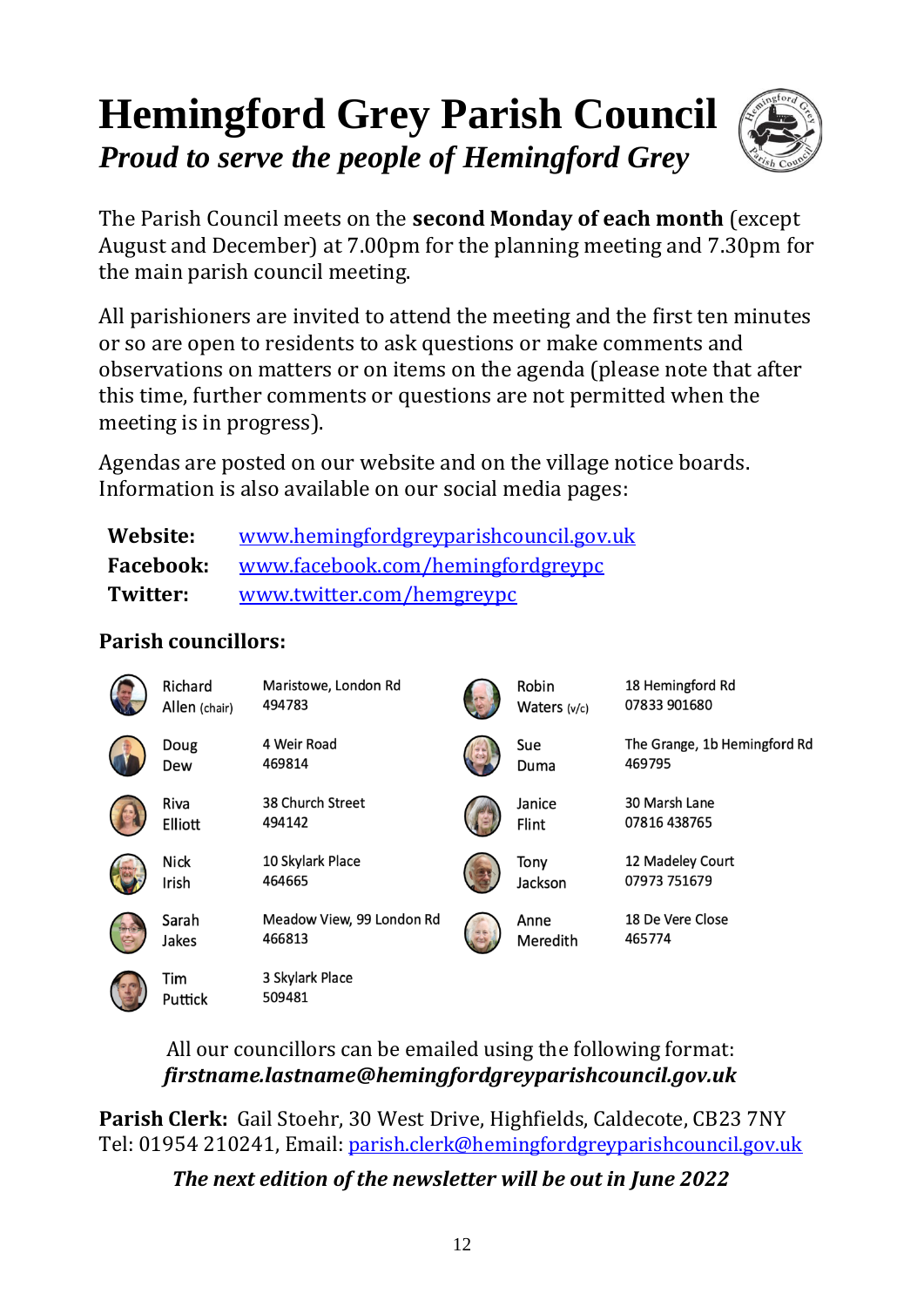# Hemingford Grey Parish Council

***Proud to serve the people of Hemingford Grey***

The Parish Council meets on the **second Monday of each month** (except August and December) at 7.00pm for the planning meeting and 7.30pm for the main parish council meeting.

All parishioners are invited to attend the meeting and the first ten minutes or so are open to residents to ask questions or make comments and observations on matters or on items on the agenda (please note that after this time, further comments or questions are not permitted when the meeting is in progress).

Agendas are posted on our website and on the village notice boards. Information is also available on our social media pages:

| | |
|---|---|
| **Website:** | www.hemingfordgreyparishcouncil.gov.uk |
| **Facebook:** | www.facebook.com/hemingfordgreypc |
| **Twitter:** | www.twitter.com/hemgreypc |

**Parish councillors:**

| | | | |
|---|---|---|---|
| Richard Allen (chair) | Maristowe, London Rd 494783 | Robin Waters (v/c) | 18 Hemingford Rd 07833 901680 |
| Doug Dew | 4 Weir Road 469814 | Sue Duma | The Grange, 1b Hemingford Rd 469795 |
| Riva Elliott | 38 Church Street 494142 | Janice Flint | 30 Marsh Lane 07816 438765 |
| Nick Irish | 10 Skylark Place 464665 | Tony Jackson | 12 Madeley Court 07973 751679 |
| Sarah Jakes | Meadow View, 99 London Rd 466813 | Anne Meredith | 18 De Vere Close 465774 |
| Tim Puttick | 3 Skylark Place 509481 | | |

All our councillors can be emailed using the following format:
***firstname.lastname@hemingfordgreyparishcouncil.gov.uk***

**Parish Clerk:** Gail Stoehr, 30 West Drive, Highfields, Caldecote, CB23 7NY
Tel: 01954 210241, Email: parish.clerk@hemingfordgreyparishcouncil.gov.uk

***The next edition of the newsletter will be out in June 2022***